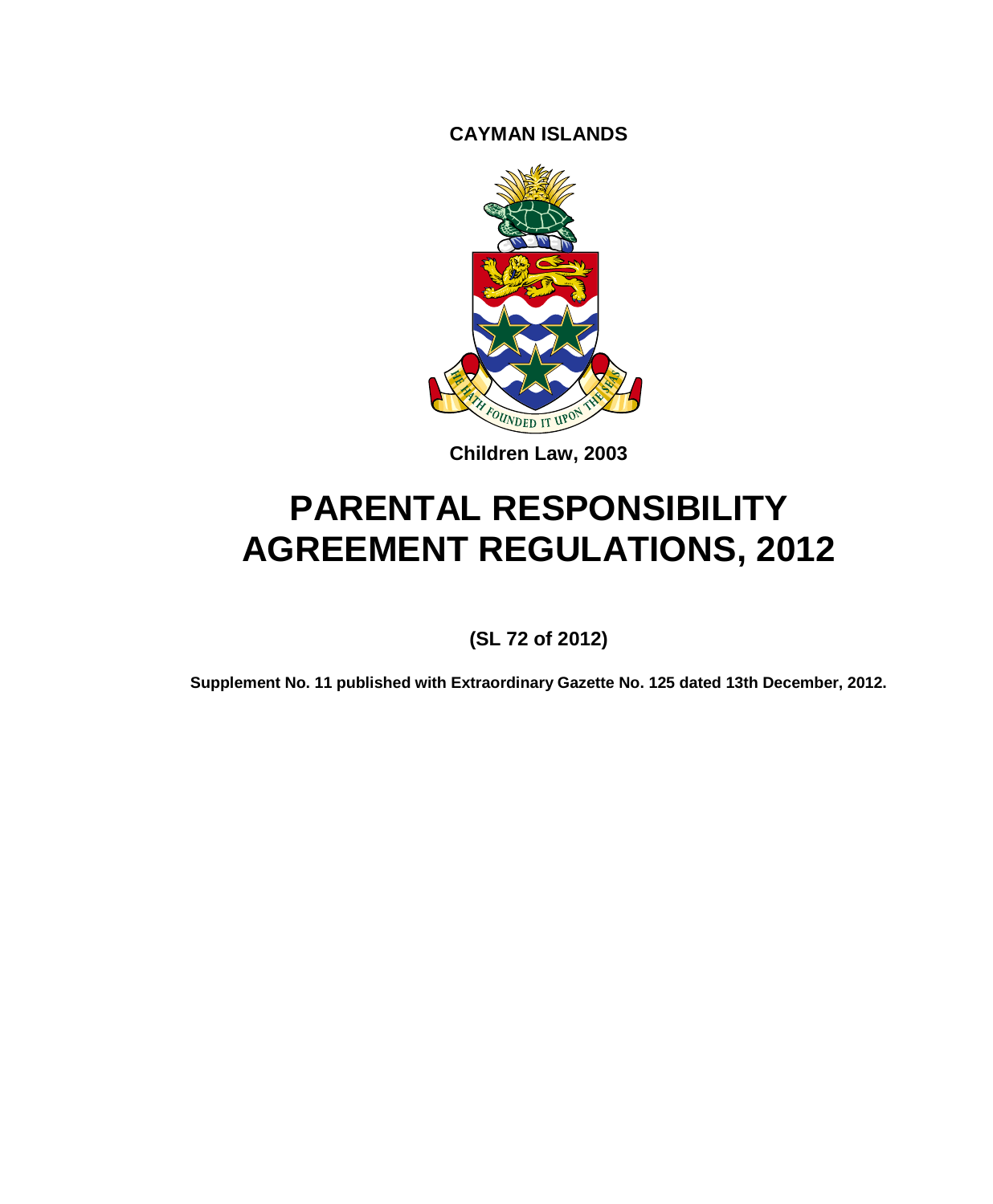**CAYMAN ISLANDS**

**Children Law, 2003**

# PARENTAL RESPONSIBILITY AGREEMENT REGULATIONS, 2012

**(SL 72 of 2012)**

**Supplement No. 11 published with Extraordinary Gazette No. 125 dated 13th December, 2012.**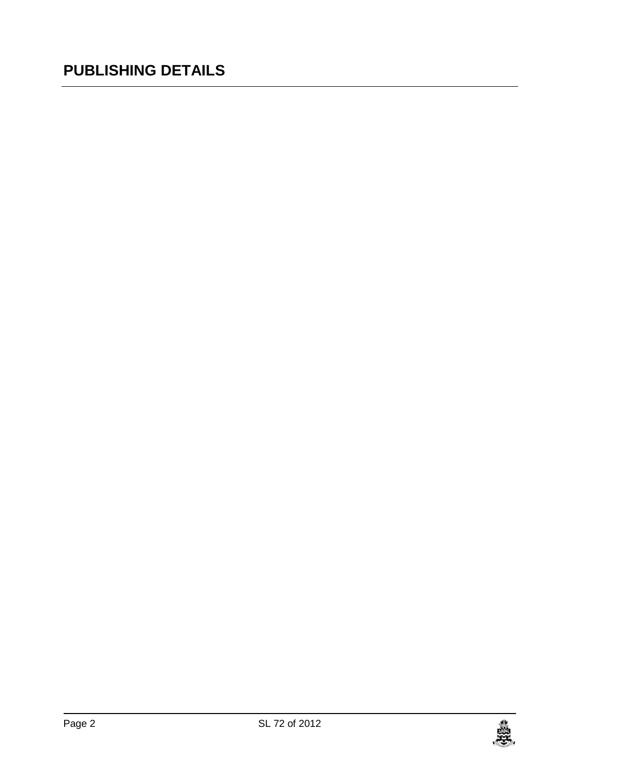# PUBLISHING DETAILS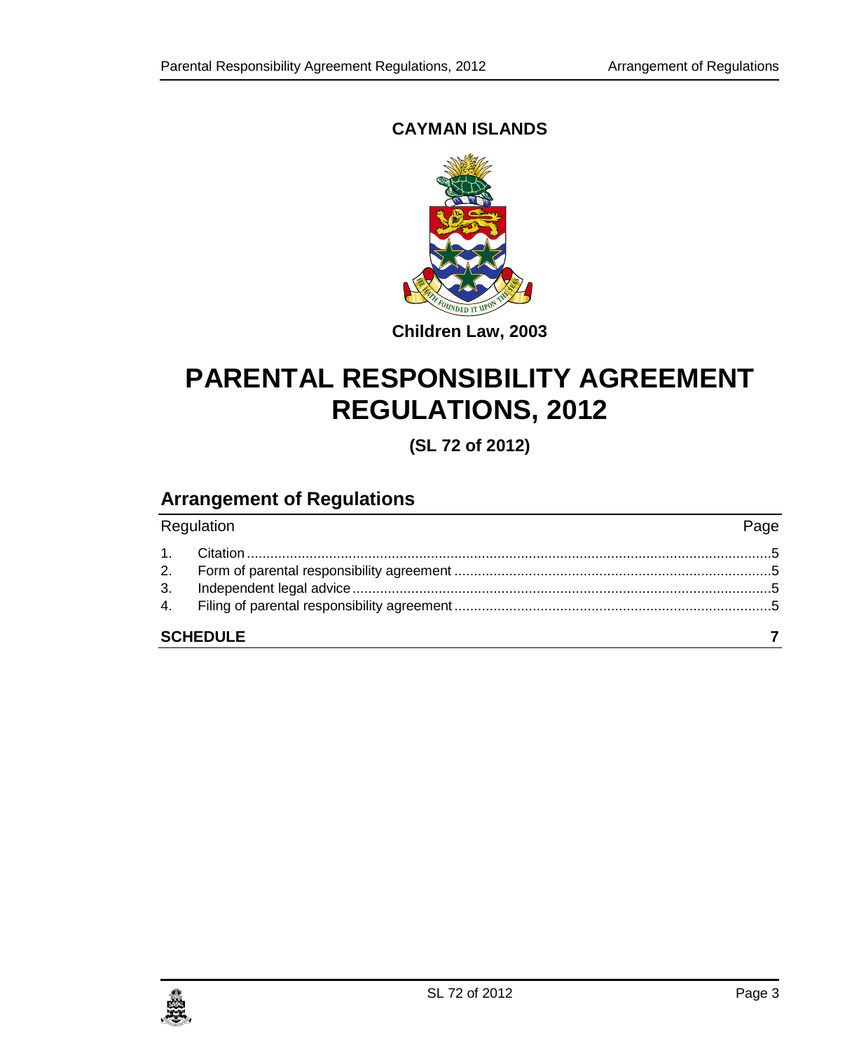**CAYMAN ISLANDS**

**Children Law, 2003**

# PARENTAL RESPONSIBILITY AGREEMENT REGULATIONS, 2012

**(SL 72 of 2012)**

## Arrangement of Regulations

| Regulation | | Page |
|---|---|---|
| 1. | Citation | 5 |
| 2. | Form of parental responsibility agreement | 5 |
| 3. | Independent legal advice | 5 |
| 4. | Filing of parental responsibility agreement | 5 |
| **SCHEDULE** | | **7** |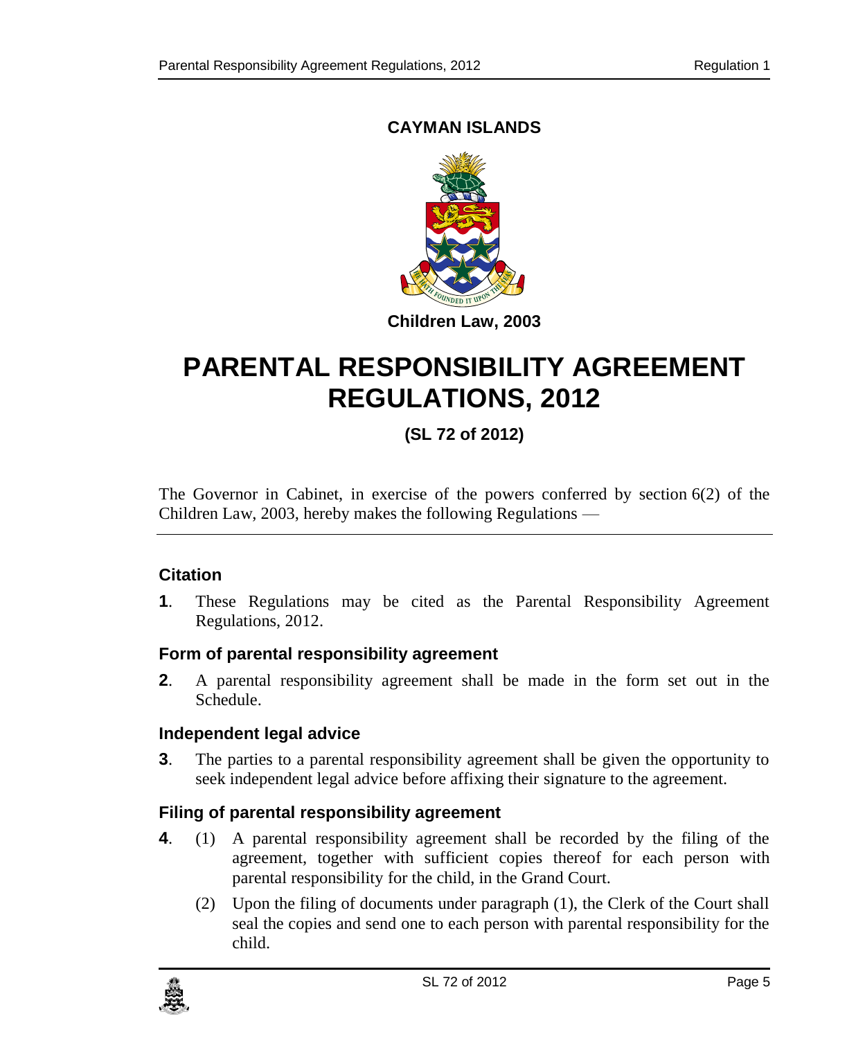**CAYMAN ISLANDS**

**Children Law, 2003**

# PARENTAL RESPONSIBILITY AGREEMENT REGULATIONS, 2012

**(SL 72 of 2012)**

The Governor in Cabinet, in exercise of the powers conferred by section 6(2) of the Children Law, 2003, hereby makes the following Regulations —

### Citation

**1**. These Regulations may be cited as the Parental Responsibility Agreement Regulations, 2012.

### Form of parental responsibility agreement

**2**. A parental responsibility agreement shall be made in the form set out in the Schedule.

### Independent legal advice

**3**. The parties to a parental responsibility agreement shall be given the opportunity to seek independent legal advice before affixing their signature to the agreement.

### Filing of parental responsibility agreement

**4**. (1) A parental responsibility agreement shall be recorded by the filing of the agreement, together with sufficient copies thereof for each person with parental responsibility for the child, in the Grand Court.

(2) Upon the filing of documents under paragraph (1), the Clerk of the Court shall seal the copies and send one to each person with parental responsibility for the child.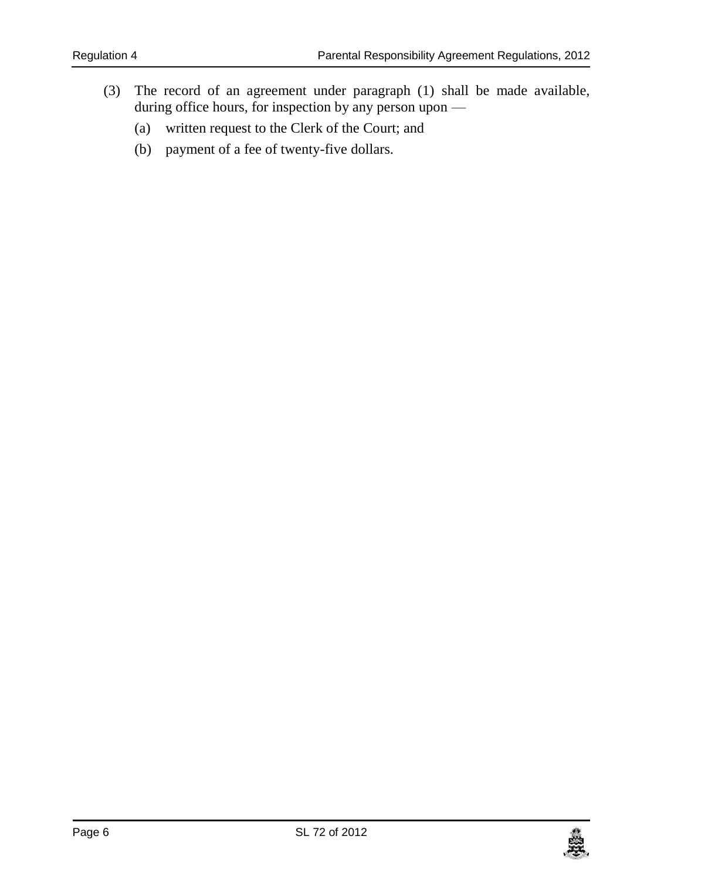(3) The record of an agreement under paragraph (1) shall be made available, during office hours, for inspection by any person upon —

(a) written request to the Clerk of the Court; and

(b) payment of a fee of twenty-five dollars.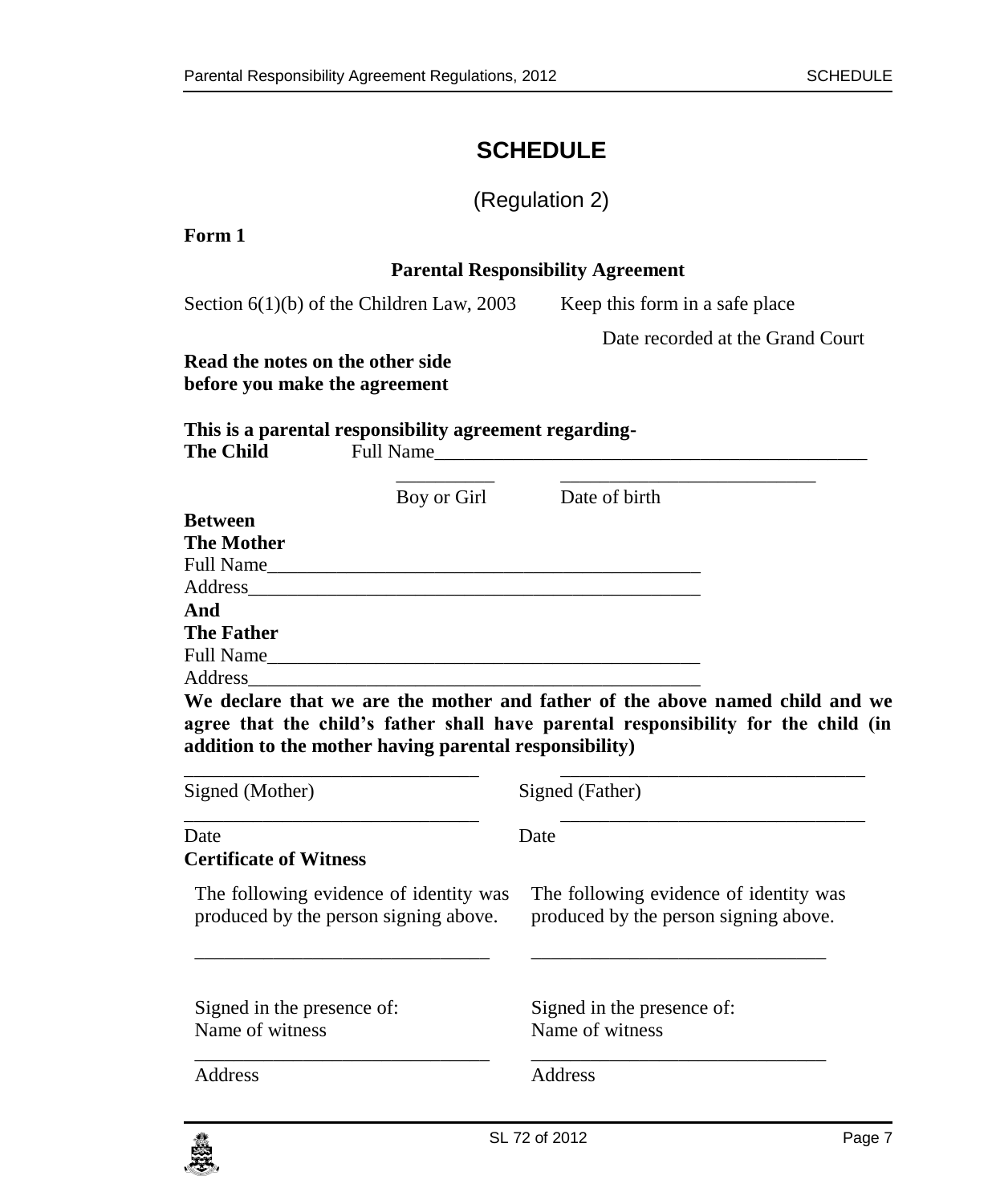# SCHEDULE

(Regulation 2)

**Form 1**

**Parental Responsibility Agreement**

Section 6(1)(b) of the Children Law, 2003 — Keep this form in a safe place

Date recorded at the Grand Court

**Read the notes on the other side before you make the agreement**

**This is a parental responsibility agreement regarding-**

**The Child** Full Name_____________________________________________

__________ Boy or Girl ___________________________ Date of birth

**Between**

**The Mother**

Full Name_____________________________________________

Address_______________________________________________

**And**

**The Father**

Full Name_____________________________________________

Address_______________________________________________

**We declare that we are the mother and father of the above named child and we agree that the child's father shall have parental responsibility for the child (in addition to the mother having parental responsibility)**

| | |
|---|---|
| ______________________________ | ______________________________ |
| Signed (Mother) | Signed (Father) |
| ______________________________ | ______________________________ |
| Date | Date |

**Certificate of Witness**

| | |
|---|---|
| The following evidence of identity was produced by the person signing above. | The following evidence of identity was produced by the person signing above. |
| ______________________________ | ______________________________ |
| Signed in the presence of: Name of witness | Signed in the presence of: Name of witness |
| ______________________________ | ______________________________ |
| Address | Address |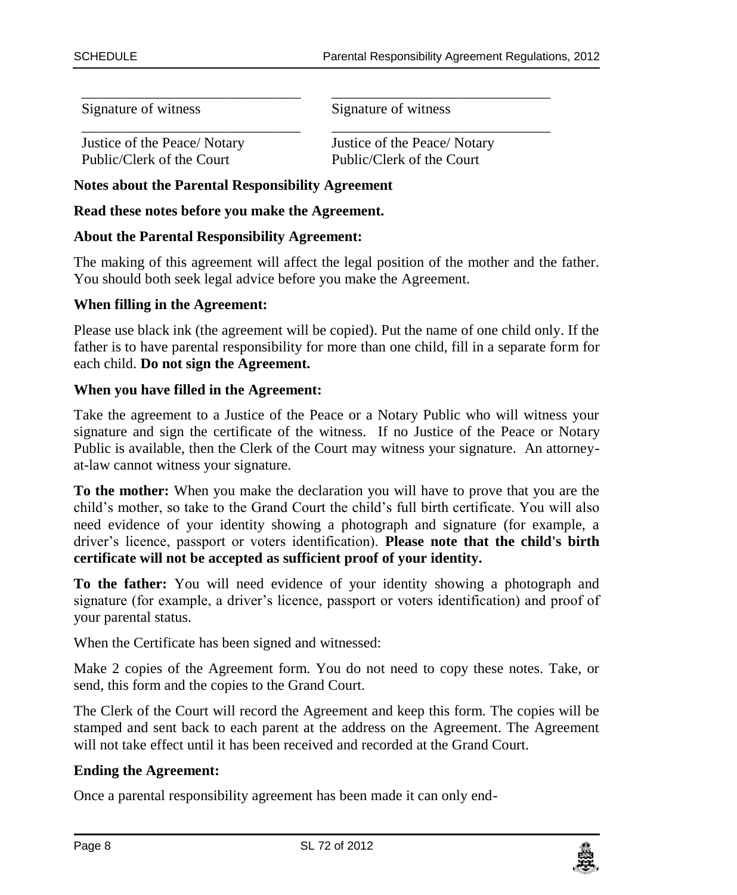| _______________________________ | _______________________________ |
| --- | --- |
| Signature of witness | Signature of witness |
| _______________________________ | _______________________________ |
| Justice of the Peace/ Notary Public/Clerk of the Court | Justice of the Peace/ Notary Public/Clerk of the Court |

**Notes about the Parental Responsibility Agreement**

**Read these notes before you make the Agreement.**

**About the Parental Responsibility Agreement:**

The making of this agreement will affect the legal position of the mother and the father. You should both seek legal advice before you make the Agreement.

**When filling in the Agreement:**

Please use black ink (the agreement will be copied). Put the name of one child only. If the father is to have parental responsibility for more than one child, fill in a separate form for each child. **Do not sign the Agreement.**

**When you have filled in the Agreement:**

Take the agreement to a Justice of the Peace or a Notary Public who will witness your signature and sign the certificate of the witness. If no Justice of the Peace or Notary Public is available, then the Clerk of the Court may witness your signature. An attorney-at-law cannot witness your signature.

**To the mother:** When you make the declaration you will have to prove that you are the child's mother, so take to the Grand Court the child's full birth certificate. You will also need evidence of your identity showing a photograph and signature (for example, a driver's licence, passport or voters identification). **Please note that the child's birth certificate will not be accepted as sufficient proof of your identity.**

**To the father:** You will need evidence of your identity showing a photograph and signature (for example, a driver's licence, passport or voters identification) and proof of your parental status.

When the Certificate has been signed and witnessed:

Make 2 copies of the Agreement form. You do not need to copy these notes. Take, or send, this form and the copies to the Grand Court.

The Clerk of the Court will record the Agreement and keep this form. The copies will be stamped and sent back to each parent at the address on the Agreement. The Agreement will not take effect until it has been received and recorded at the Grand Court.

**Ending the Agreement:**

Once a parental responsibility agreement has been made it can only end-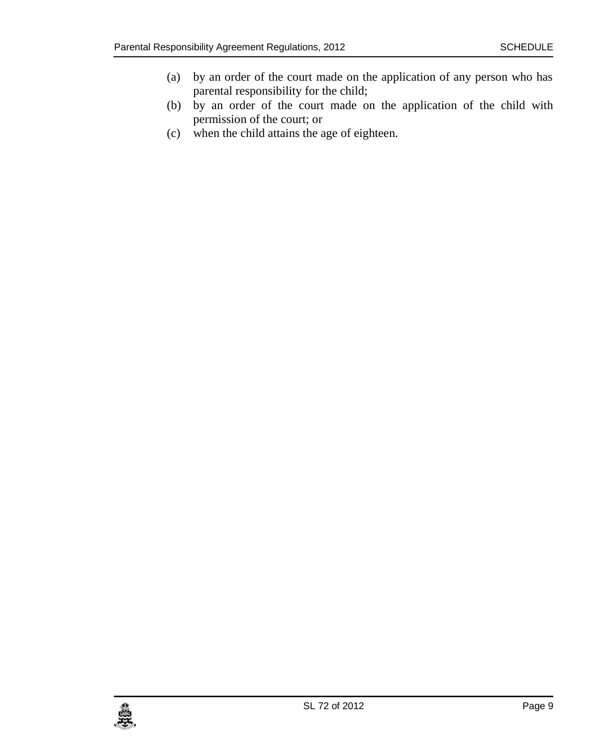(a) by an order of the court made on the application of any person who has parental responsibility for the child;

(b) by an order of the court made on the application of the child with permission of the court; or

(c) when the child attains the age of eighteen.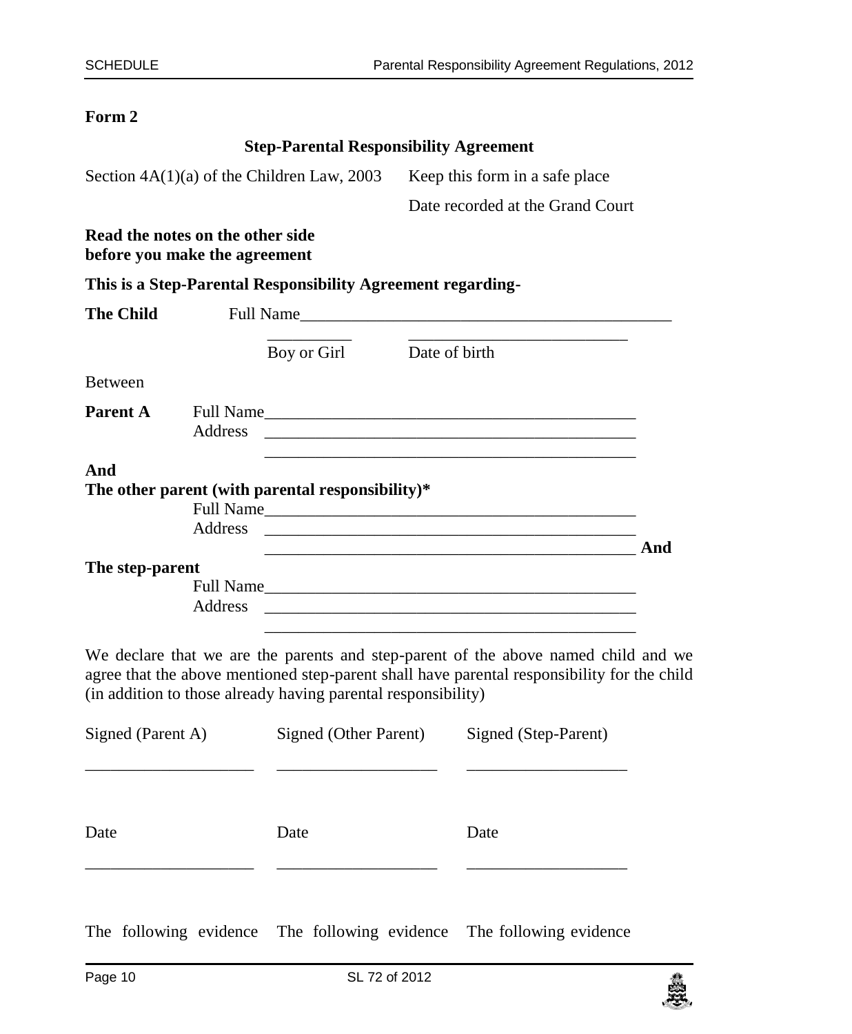**Form 2**

**Step-Parental Responsibility Agreement**

Section 4A(1)(a) of the Children Law, 2003 Keep this form in a safe place

Date recorded at the Grand Court

**Read the notes on the other side before you make the agreement**

**This is a Step-Parental Responsibility Agreement regarding-**

**The Child** Full Name_______________________________________________

__________ ___________________________

Boy or Girl Date of birth

Between

**Parent A** Full Name_______________________________________________

Address _______________________________________________

_______________________________________________

**And**

**The other parent (with parental responsibility)***

Full Name_______________________________________________

Address _______________________________________________

_______________________________________________ **And**

**The step-parent**

Full Name_______________________________________________

Address _______________________________________________

_______________________________________________

We declare that we are the parents and step-parent of the above named child and we agree that the above mentioned step-parent shall have parental responsibility for the child (in addition to those already having parental responsibility)

| Signed (Parent A) | Signed (Other Parent) | Signed (Step-Parent) |
|---|---|---|
| ____________________ | ___________________ | ___________________ |
| Date | Date | Date |
| ____________________ | ___________________ | ___________________ |
| The following evidence | The following evidence | The following evidence |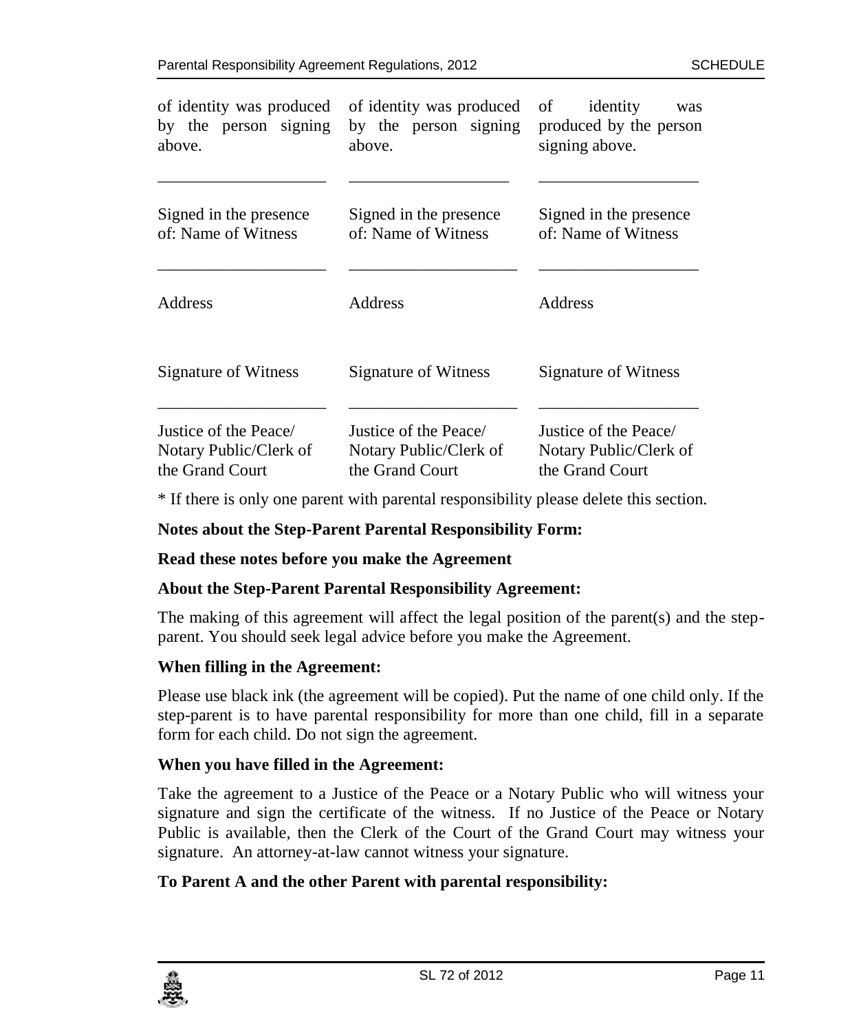| of identity was produced by the person signing above. | of identity was produced by the person signing above. | of identity was produced by the person signing above. |
|---|---|---|
| ____________________ | ____________________ | ____________________ |
| Signed in the presence of: Name of Witness | Signed in the presence of: Name of Witness | Signed in the presence of: Name of Witness |
| ____________________ | ____________________ | ____________________ |
| Address | Address | Address |
| Signature of Witness | Signature of Witness | Signature of Witness |
| ____________________ | ____________________ | ____________________ |
| Justice of the Peace/ Notary Public/Clerk of the Grand Court | Justice of the Peace/ Notary Public/Clerk of the Grand Court | Justice of the Peace/ Notary Public/Clerk of the Grand Court |

* If there is only one parent with parental responsibility please delete this section.

**Notes about the Step-Parent Parental Responsibility Form:**

**Read these notes before you make the Agreement**

**About the Step-Parent Parental Responsibility Agreement:**

The making of this agreement will affect the legal position of the parent(s) and the step-parent. You should seek legal advice before you make the Agreement.

**When filling in the Agreement:**

Please use black ink (the agreement will be copied). Put the name of one child only. If the step-parent is to have parental responsibility for more than one child, fill in a separate form for each child. Do not sign the agreement.

**When you have filled in the Agreement:**

Take the agreement to a Justice of the Peace or a Notary Public who will witness your signature and sign the certificate of the witness. If no Justice of the Peace or Notary Public is available, then the Clerk of the Court of the Grand Court may witness your signature. An attorney-at-law cannot witness your signature.

**To Parent A and the other Parent with parental responsibility:**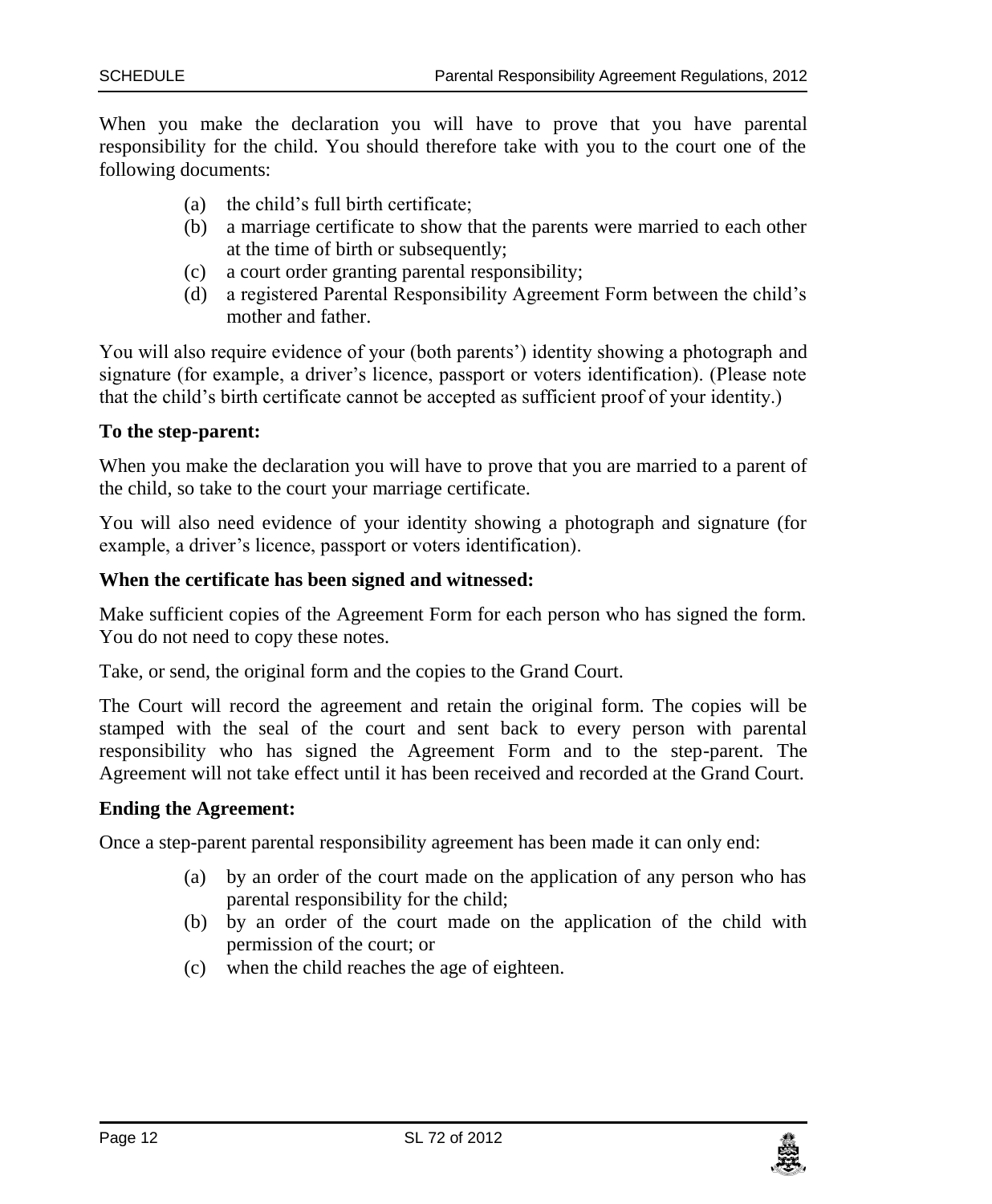When you make the declaration you will have to prove that you have parental responsibility for the child. You should therefore take with you to the court one of the following documents:

- (a) the child's full birth certificate;
- (b) a marriage certificate to show that the parents were married to each other at the time of birth or subsequently;
- (c) a court order granting parental responsibility;
- (d) a registered Parental Responsibility Agreement Form between the child's mother and father.

You will also require evidence of your (both parents') identity showing a photograph and signature (for example, a driver's licence, passport or voters identification). (Please note that the child's birth certificate cannot be accepted as sufficient proof of your identity.)

**To the step-parent:**

When you make the declaration you will have to prove that you are married to a parent of the child, so take to the court your marriage certificate.

You will also need evidence of your identity showing a photograph and signature (for example, a driver's licence, passport or voters identification).

**When the certificate has been signed and witnessed:**

Make sufficient copies of the Agreement Form for each person who has signed the form. You do not need to copy these notes.

Take, or send, the original form and the copies to the Grand Court.

The Court will record the agreement and retain the original form. The copies will be stamped with the seal of the court and sent back to every person with parental responsibility who has signed the Agreement Form and to the step-parent. The Agreement will not take effect until it has been received and recorded at the Grand Court.

**Ending the Agreement:**

Once a step-parent parental responsibility agreement has been made it can only end:

- (a) by an order of the court made on the application of any person who has parental responsibility for the child;
- (b) by an order of the court made on the application of the child with permission of the court; or
- (c) when the child reaches the age of eighteen.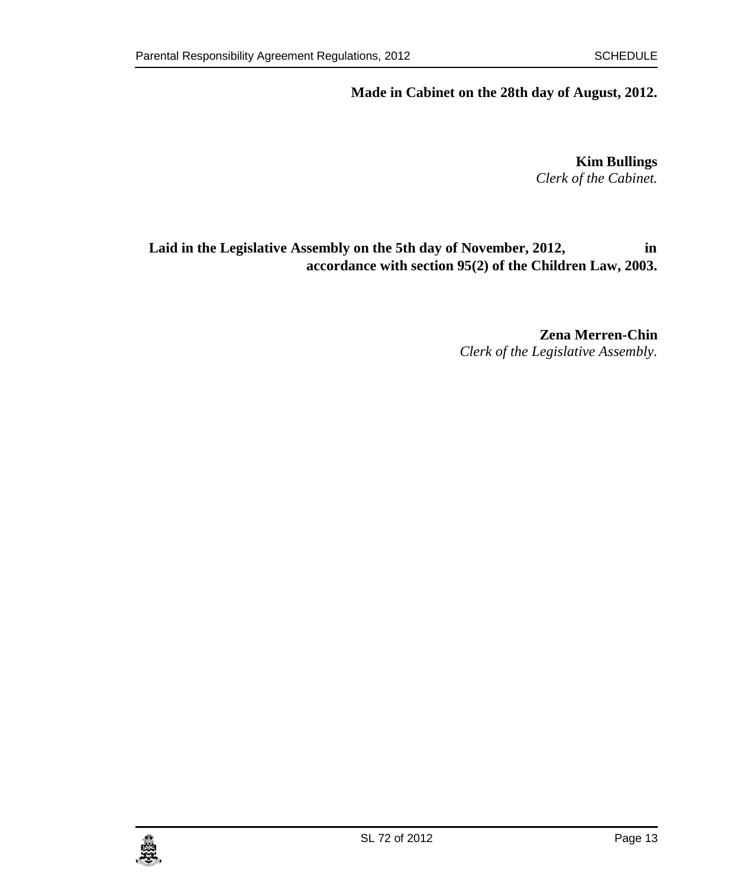**Made in Cabinet on the 28th day of August, 2012.**

**Kim Bullings**
*Clerk of the Cabinet.*

**Laid in the Legislative Assembly on the 5th day of November, 2012, in accordance with section 95(2) of the Children Law, 2003.**

**Zena Merren-Chin**
*Clerk of the Legislative Assembly.*